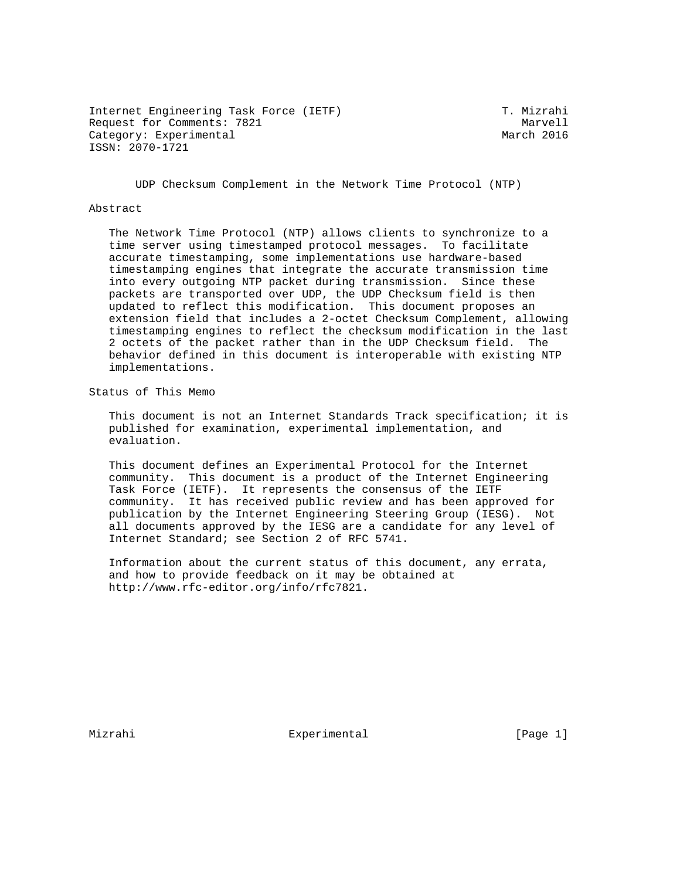Internet Engineering Task Force (IETF)  T. Mizrahi
Request for Comments: 7821  Marvell
Category: Experimental  March 2016
ISSN: 2070-1721

# UDP Checksum Complement in the Network Time Protocol (NTP)

## Abstract

The Network Time Protocol (NTP) allows clients to synchronize to a time server using timestamped protocol messages. To facilitate accurate timestamping, some implementations use hardware-based timestamping engines that integrate the accurate transmission time into every outgoing NTP packet during transmission. Since these packets are transported over UDP, the UDP Checksum field is then updated to reflect this modification. This document proposes an extension field that includes a 2-octet Checksum Complement, allowing timestamping engines to reflect the checksum modification in the last 2 octets of the packet rather than in the UDP Checksum field. The behavior defined in this document is interoperable with existing NTP implementations.

## Status of This Memo

This document is not an Internet Standards Track specification; it is published for examination, experimental implementation, and evaluation.

This document defines an Experimental Protocol for the Internet community. This document is a product of the Internet Engineering Task Force (IETF). It represents the consensus of the IETF community. It has received public review and has been approved for publication by the Internet Engineering Steering Group (IESG). Not all documents approved by the IESG are a candidate for any level of Internet Standard; see Section 2 of RFC 5741.

Information about the current status of this document, any errata, and how to provide feedback on it may be obtained at http://www.rfc-editor.org/info/rfc7821.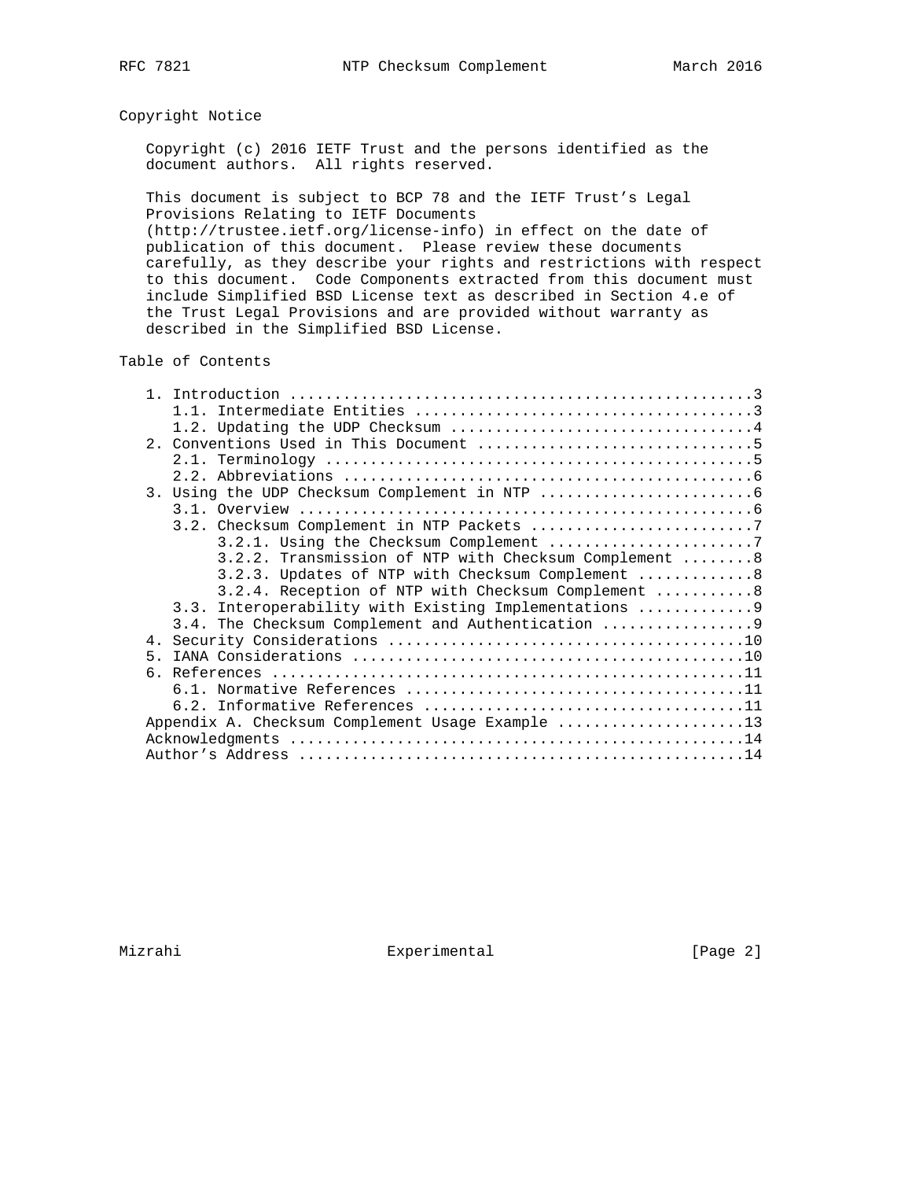## Copyright Notice

Copyright (c) 2016 IETF Trust and the persons identified as the document authors. All rights reserved.

This document is subject to BCP 78 and the IETF Trust's Legal Provisions Relating to IETF Documents (http://trustee.ietf.org/license-info) in effect on the date of publication of this document. Please review these documents carefully, as they describe your rights and restrictions with respect to this document. Code Components extracted from this document must include Simplified BSD License text as described in Section 4.e of the Trust Legal Provisions and are provided without warranty as described in the Simplified BSD License.

## Table of Contents

```
   1. Introduction ....................................................3
      1.1. Intermediate Entities ......................................3
      1.2. Updating the UDP Checksum ..................................4
   2. Conventions Used in This Document ...............................5
      2.1. Terminology ................................................5
      2.2. Abbreviations ..............................................6
   3. Using the UDP Checksum Complement in NTP ........................6
      3.1. Overview ...................................................6
      3.2. Checksum Complement in NTP Packets .........................7
           3.2.1. Using the Checksum Complement .......................7
           3.2.2. Transmission of NTP with Checksum Complement ........8
           3.2.3. Updates of NTP with Checksum Complement .............8
           3.2.4. Reception of NTP with Checksum Complement ...........8
      3.3. Interoperability with Existing Implementations .............9
      3.4. The Checksum Complement and Authentication .................9
   4. Security Considerations ........................................10
   5. IANA Considerations ............................................10
   6. References .....................................................11
      6.1. Normative References ......................................11
      6.2. Informative References ....................................11
   Appendix A. Checksum Complement Usage Example .....................13
   Acknowledgments ...................................................14
   Author's Address ..................................................14
```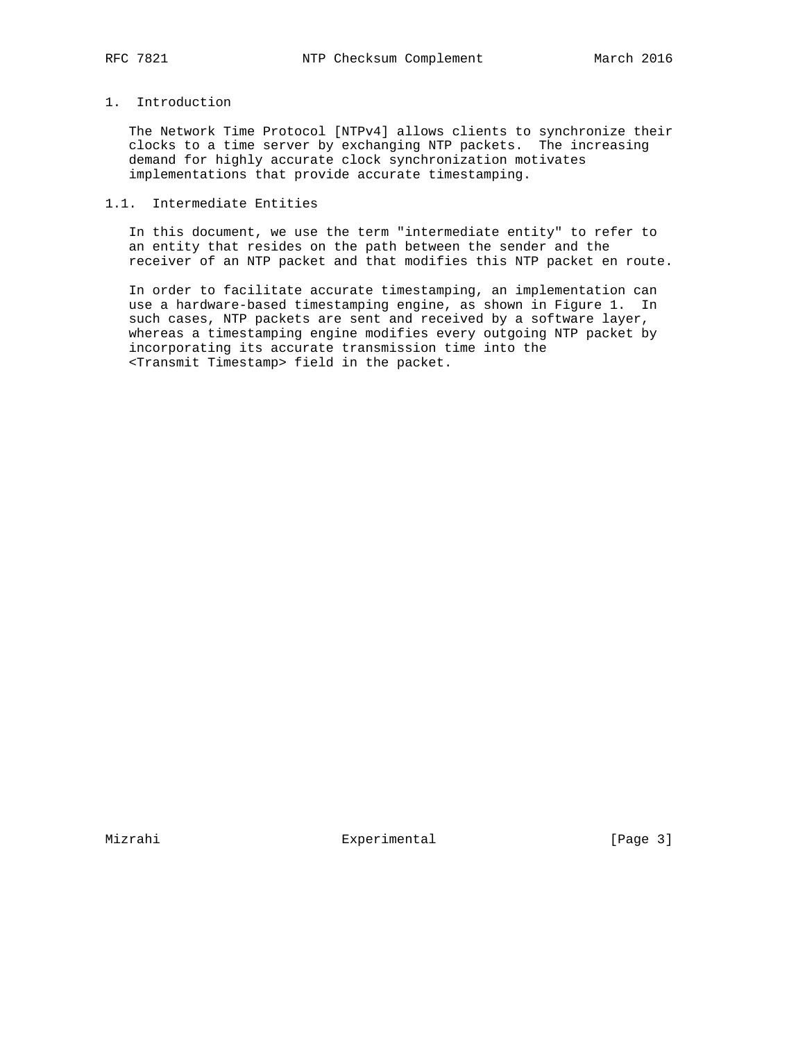## 1. Introduction

The Network Time Protocol [NTPv4] allows clients to synchronize their clocks to a time server by exchanging NTP packets. The increasing demand for highly accurate clock synchronization motivates implementations that provide accurate timestamping.

### 1.1. Intermediate Entities

In this document, we use the term "intermediate entity" to refer to an entity that resides on the path between the sender and the receiver of an NTP packet and that modifies this NTP packet en route.

In order to facilitate accurate timestamping, an implementation can use a hardware-based timestamping engine, as shown in Figure 1. In such cases, NTP packets are sent and received by a software layer, whereas a timestamping engine modifies every outgoing NTP packet by incorporating its accurate transmission time into the <Transmit Timestamp> field in the packet.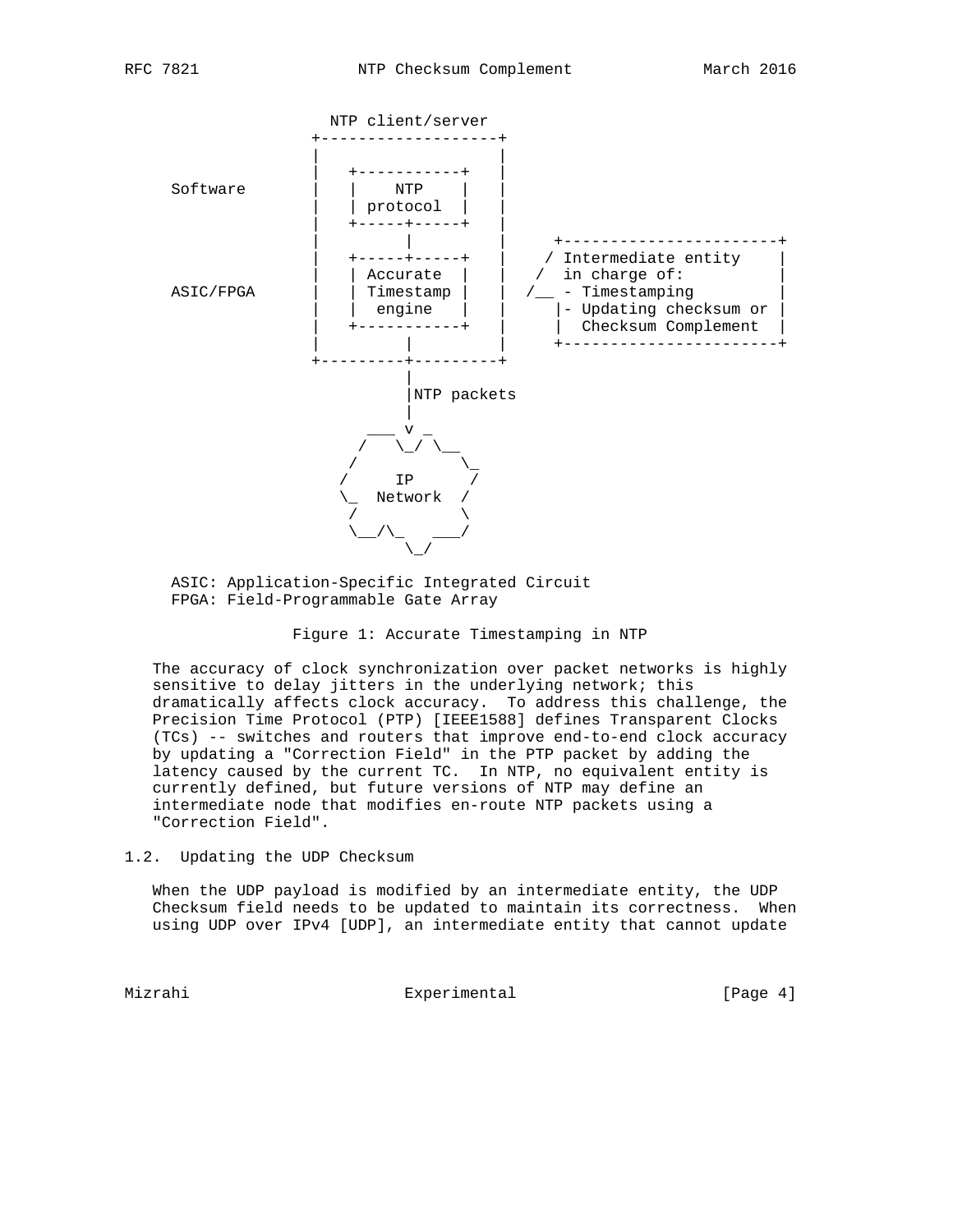```
                    NTP client/server
                  +-------------------+
                  |                   |
                  |   +-----------+   |
     Software     |   |    NTP    |   |
                  |   | protocol  |   |
                  |   +-----+-----+   |
                  |         |         |     +-----------------------+
                  |   +-----+-----+   |    / Intermediate entity    |
                  |   | Accurate  |   |   /  in charge of:          |
     ASIC/FPGA    |   | Timestamp |   |  /__ - Timestamping         |
                  |   |  engine   |   |     |- Updating checksum or |
                  |   +-----------+   |     |  Checksum Complement  |
                  |         |         |     +-----------------------+
                  +---------+---------+
                            |
                            |NTP packets
                            |
                        ___ v _
                       /   \_/ \__
                      /           \_
                     /     IP      /
                     \_  Network  /
                      /           \
                      \__/\_   ___/
                           \_/

     ASIC: Application-Specific Integrated Circuit
     FPGA: Field-Programmable Gate Array
```

Figure 1: Accurate Timestamping in NTP

The accuracy of clock synchronization over packet networks is highly sensitive to delay jitters in the underlying network; this dramatically affects clock accuracy. To address this challenge, the Precision Time Protocol (PTP) [IEEE1588] defines Transparent Clocks (TCs) -- switches and routers that improve end-to-end clock accuracy by updating a "Correction Field" in the PTP packet by adding the latency caused by the current TC. In NTP, no equivalent entity is currently defined, but future versions of NTP may define an intermediate node that modifies en-route NTP packets using a "Correction Field".

### 1.2. Updating the UDP Checksum

When the UDP payload is modified by an intermediate entity, the UDP Checksum field needs to be updated to maintain its correctness. When using UDP over IPv4 [UDP], an intermediate entity that cannot update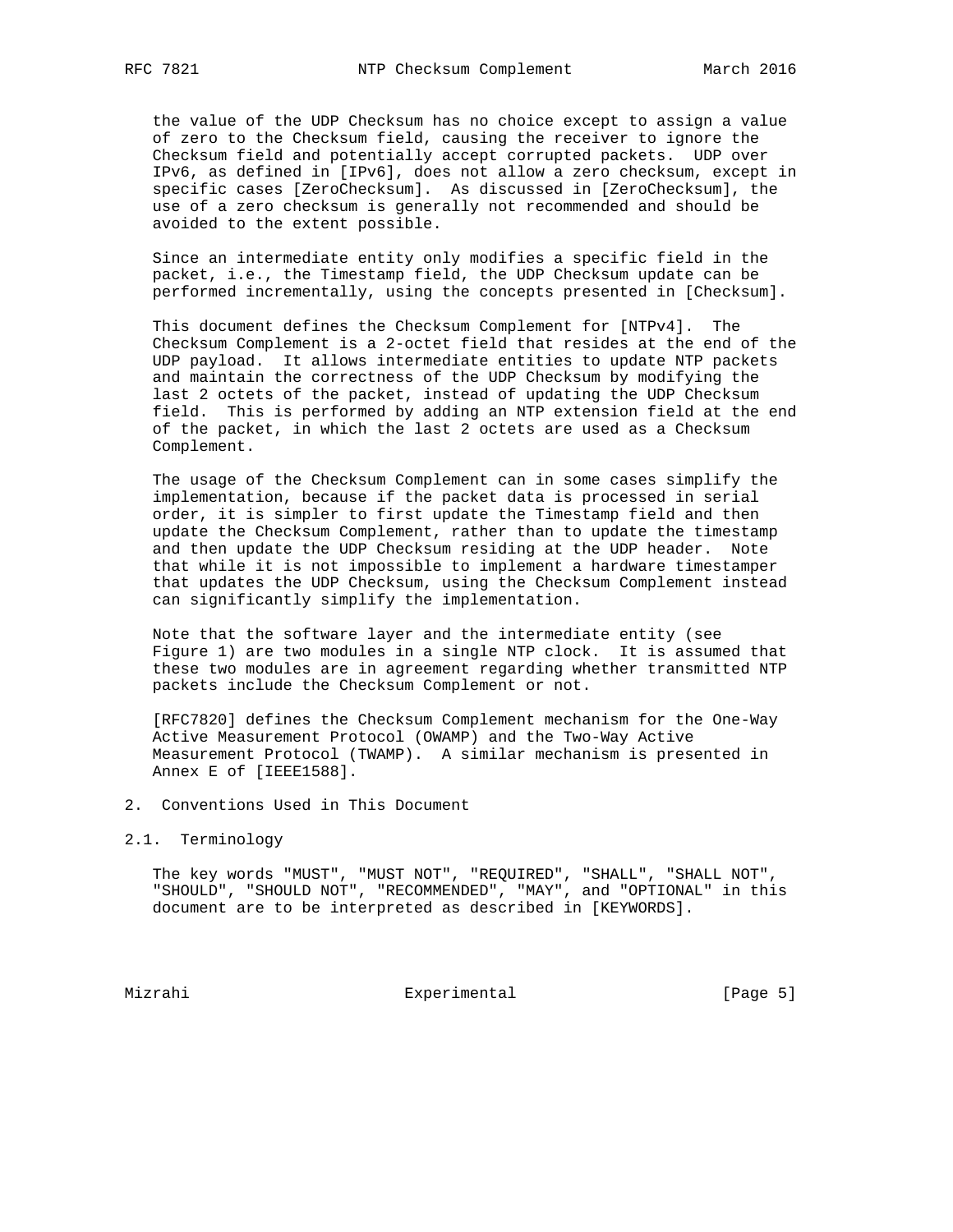the value of the UDP Checksum has no choice except to assign a value of zero to the Checksum field, causing the receiver to ignore the Checksum field and potentially accept corrupted packets. UDP over IPv6, as defined in [IPv6], does not allow a zero checksum, except in specific cases [ZeroChecksum]. As discussed in [ZeroChecksum], the use of a zero checksum is generally not recommended and should be avoided to the extent possible.

Since an intermediate entity only modifies a specific field in the packet, i.e., the Timestamp field, the UDP Checksum update can be performed incrementally, using the concepts presented in [Checksum].

This document defines the Checksum Complement for [NTPv4]. The Checksum Complement is a 2-octet field that resides at the end of the UDP payload. It allows intermediate entities to update NTP packets and maintain the correctness of the UDP Checksum by modifying the last 2 octets of the packet, instead of updating the UDP Checksum field. This is performed by adding an NTP extension field at the end of the packet, in which the last 2 octets are used as a Checksum Complement.

The usage of the Checksum Complement can in some cases simplify the implementation, because if the packet data is processed in serial order, it is simpler to first update the Timestamp field and then update the Checksum Complement, rather than to update the timestamp and then update the UDP Checksum residing at the UDP header. Note that while it is not impossible to implement a hardware timestamper that updates the UDP Checksum, using the Checksum Complement instead can significantly simplify the implementation.

Note that the software layer and the intermediate entity (see Figure 1) are two modules in a single NTP clock. It is assumed that these two modules are in agreement regarding whether transmitted NTP packets include the Checksum Complement or not.

[RFC7820] defines the Checksum Complement mechanism for the One-Way Active Measurement Protocol (OWAMP) and the Two-Way Active Measurement Protocol (TWAMP). A similar mechanism is presented in Annex E of [IEEE1588].

## 2. Conventions Used in This Document

### 2.1. Terminology

The key words "MUST", "MUST NOT", "REQUIRED", "SHALL", "SHALL NOT", "SHOULD", "SHOULD NOT", "RECOMMENDED", "MAY", and "OPTIONAL" in this document are to be interpreted as described in [KEYWORDS].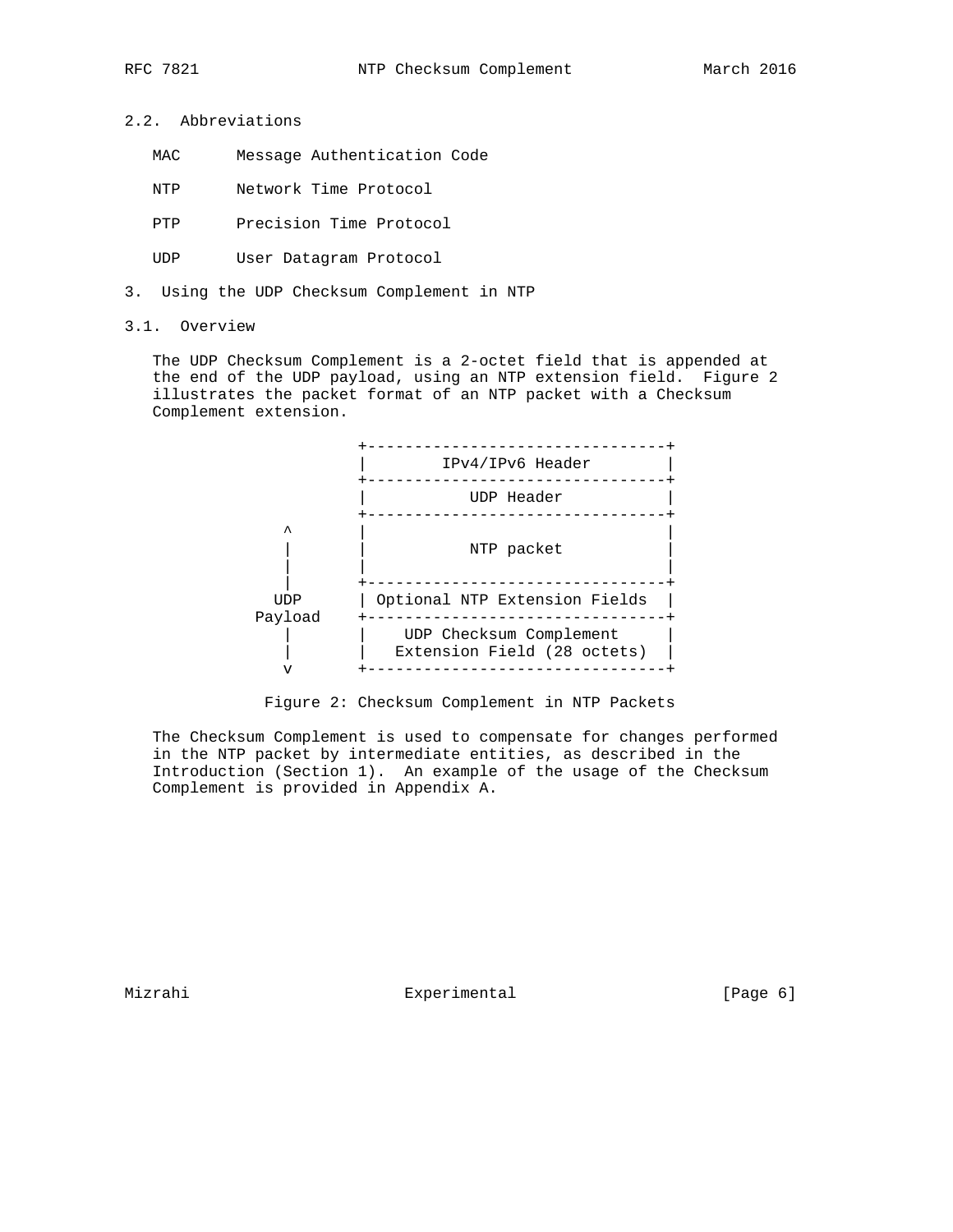### 2.2. Abbreviations

MAC      Message Authentication Code

NTP      Network Time Protocol

PTP      Precision Time Protocol

UDP      User Datagram Protocol

## 3. Using the UDP Checksum Complement in NTP

### 3.1. Overview

The UDP Checksum Complement is a 2-octet field that is appended at the end of the UDP payload, using an NTP extension field. Figure 2 illustrates the packet format of an NTP packet with a Checksum Complement extension.

```
                  +--------------------------------+
                  |        IPv4/IPv6 Header        |
                  +--------------------------------+
                  |           UDP Header           |
                  +--------------------------------+
          ^       |                                |
          |       |           NTP packet           |
          |       |                                |
          |       +--------------------------------+
         UDP      | Optional NTP Extension Fields  |
       Payload    +--------------------------------+
          |       |    UDP Checksum Complement     |
          |       |   Extension Field (28 octets)  |
          v       +--------------------------------+
```

Figure 2: Checksum Complement in NTP Packets

The Checksum Complement is used to compensate for changes performed in the NTP packet by intermediate entities, as described in the Introduction (Section 1). An example of the usage of the Checksum Complement is provided in Appendix A.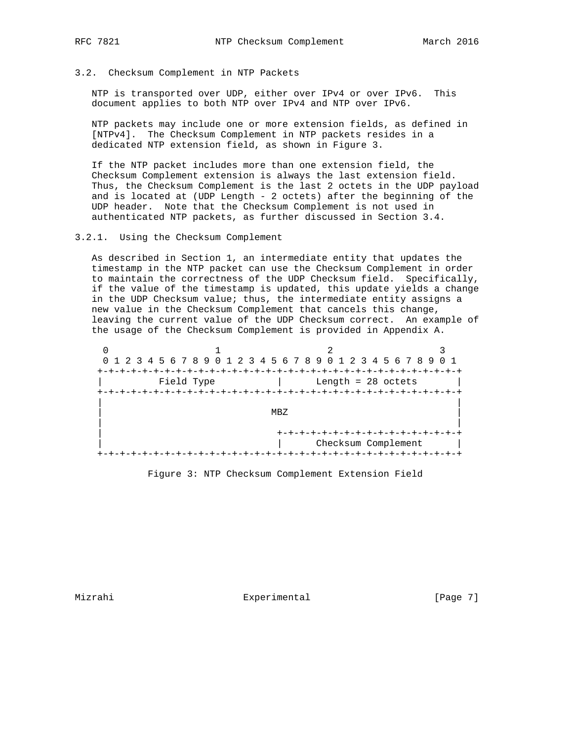### 3.2. Checksum Complement in NTP Packets

NTP is transported over UDP, either over IPv4 or over IPv6. This document applies to both NTP over IPv4 and NTP over IPv6.

NTP packets may include one or more extension fields, as defined in [NTPv4]. The Checksum Complement in NTP packets resides in a dedicated NTP extension field, as shown in Figure 3.

If the NTP packet includes more than one extension field, the Checksum Complement extension is always the last extension field. Thus, the Checksum Complement is the last 2 octets in the UDP payload and is located at (UDP Length - 2 octets) after the beginning of the UDP header. Note that the Checksum Complement is not used in authenticated NTP packets, as further discussed in Section 3.4.

#### 3.2.1. Using the Checksum Complement

As described in Section 1, an intermediate entity that updates the timestamp in the NTP packet can use the Checksum Complement in order to maintain the correctness of the UDP Checksum field. Specifically, if the value of the timestamp is updated, this update yields a change in the UDP Checksum value; thus, the intermediate entity assigns a new value in the Checksum Complement that cancels this change, leaving the current value of the UDP Checksum correct. An example of the usage of the Checksum Complement is provided in Appendix A.

```
 0                   1                   2                   3
 0 1 2 3 4 5 6 7 8 9 0 1 2 3 4 5 6 7 8 9 0 1 2 3 4 5 6 7 8 9 0 1
+-+-+-+-+-+-+-+-+-+-+-+-+-+-+-+-+-+-+-+-+-+-+-+-+-+-+-+-+-+-+-+-+
|          Field Type           |      Length = 28 octets       |
+-+-+-+-+-+-+-+-+-+-+-+-+-+-+-+-+-+-+-+-+-+-+-+-+-+-+-+-+-+-+-+-+
|                                                               |
|                              MBZ                              |
|                                                               |
|                               +-+-+-+-+-+-+-+-+-+-+-+-+-+-+-+-+
|                               |      Checksum Complement      |
+-+-+-+-+-+-+-+-+-+-+-+-+-+-+-+-+-+-+-+-+-+-+-+-+-+-+-+-+-+-+-+-+
```

Figure 3: NTP Checksum Complement Extension Field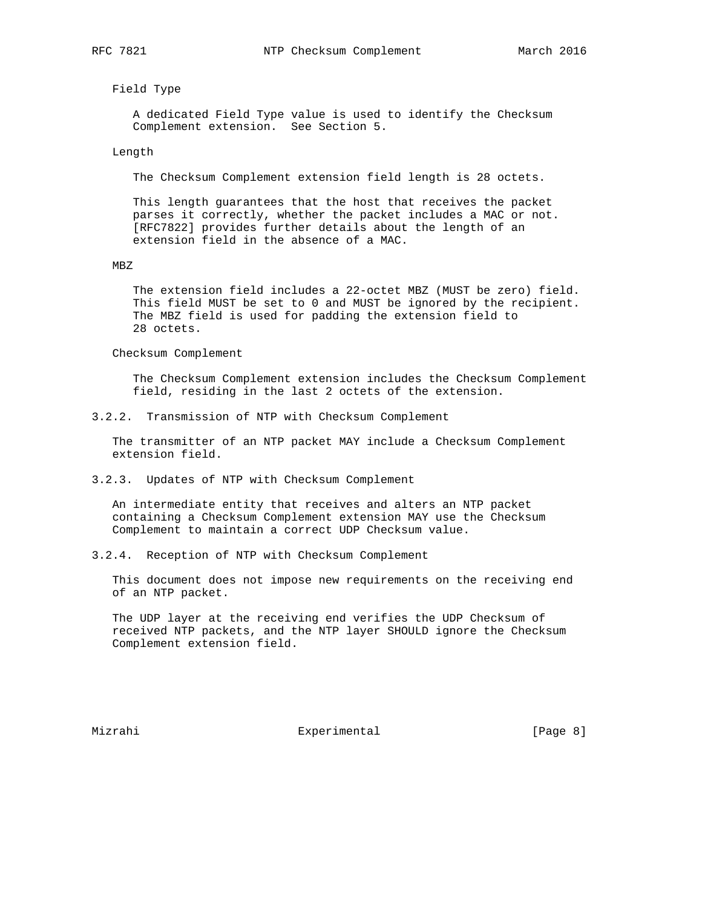Field Type

A dedicated Field Type value is used to identify the Checksum Complement extension. See Section 5.

Length

The Checksum Complement extension field length is 28 octets.

This length guarantees that the host that receives the packet parses it correctly, whether the packet includes a MAC or not. [RFC7822] provides further details about the length of an extension field in the absence of a MAC.

MBZ

The extension field includes a 22-octet MBZ (MUST be zero) field. This field MUST be set to 0 and MUST be ignored by the recipient. The MBZ field is used for padding the extension field to 28 octets.

Checksum Complement

The Checksum Complement extension includes the Checksum Complement field, residing in the last 2 octets of the extension.

#### 3.2.2. Transmission of NTP with Checksum Complement

The transmitter of an NTP packet MAY include a Checksum Complement extension field.

#### 3.2.3. Updates of NTP with Checksum Complement

An intermediate entity that receives and alters an NTP packet containing a Checksum Complement extension MAY use the Checksum Complement to maintain a correct UDP Checksum value.

#### 3.2.4. Reception of NTP with Checksum Complement

This document does not impose new requirements on the receiving end of an NTP packet.

The UDP layer at the receiving end verifies the UDP Checksum of received NTP packets, and the NTP layer SHOULD ignore the Checksum Complement extension field.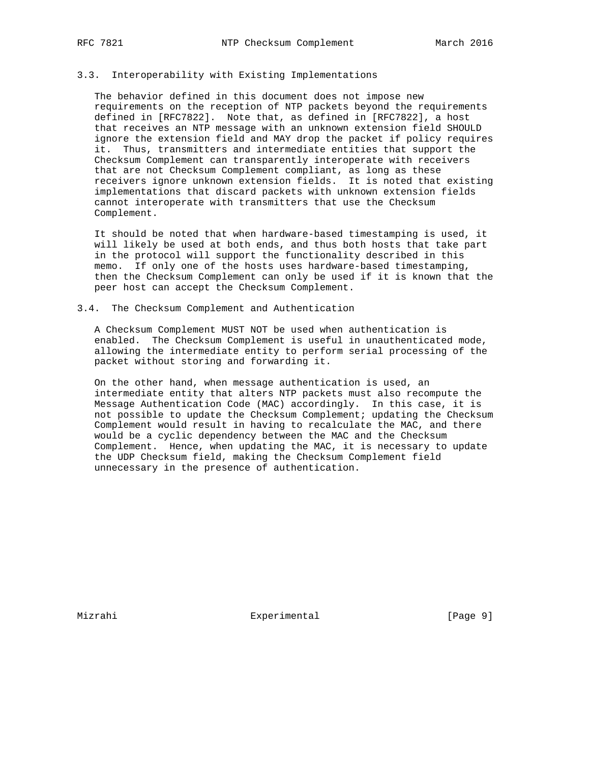### 3.3. Interoperability with Existing Implementations

The behavior defined in this document does not impose new requirements on the reception of NTP packets beyond the requirements defined in [RFC7822]. Note that, as defined in [RFC7822], a host that receives an NTP message with an unknown extension field SHOULD ignore the extension field and MAY drop the packet if policy requires it. Thus, transmitters and intermediate entities that support the Checksum Complement can transparently interoperate with receivers that are not Checksum Complement compliant, as long as these receivers ignore unknown extension fields. It is noted that existing implementations that discard packets with unknown extension fields cannot interoperate with transmitters that use the Checksum Complement.

It should be noted that when hardware-based timestamping is used, it will likely be used at both ends, and thus both hosts that take part in the protocol will support the functionality described in this memo. If only one of the hosts uses hardware-based timestamping, then the Checksum Complement can only be used if it is known that the peer host can accept the Checksum Complement.

### 3.4. The Checksum Complement and Authentication

A Checksum Complement MUST NOT be used when authentication is enabled. The Checksum Complement is useful in unauthenticated mode, allowing the intermediate entity to perform serial processing of the packet without storing and forwarding it.

On the other hand, when message authentication is used, an intermediate entity that alters NTP packets must also recompute the Message Authentication Code (MAC) accordingly. In this case, it is not possible to update the Checksum Complement; updating the Checksum Complement would result in having to recalculate the MAC, and there would be a cyclic dependency between the MAC and the Checksum Complement. Hence, when updating the MAC, it is necessary to update the UDP Checksum field, making the Checksum Complement field unnecessary in the presence of authentication.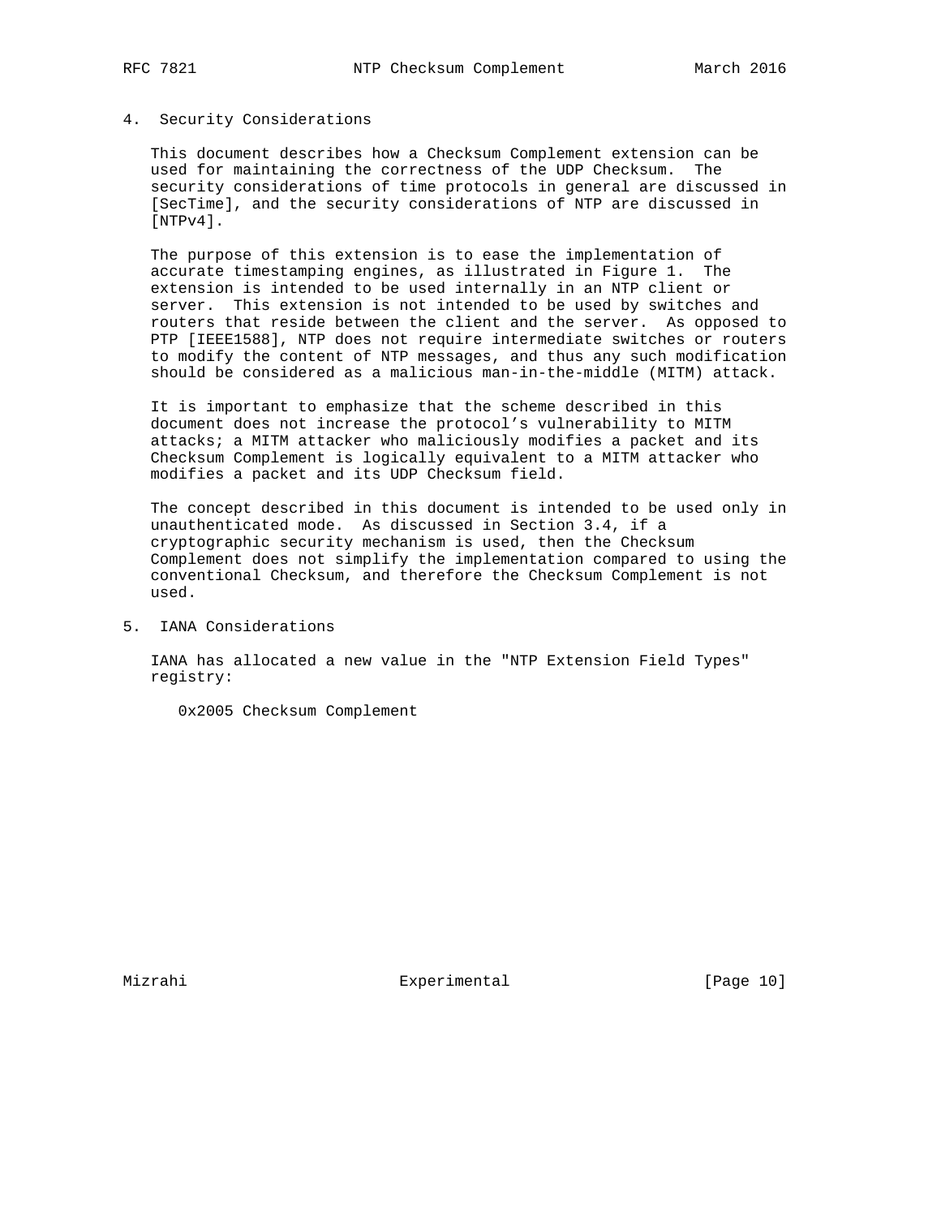## 4. Security Considerations

This document describes how a Checksum Complement extension can be used for maintaining the correctness of the UDP Checksum. The security considerations of time protocols in general are discussed in [SecTime], and the security considerations of NTP are discussed in [NTPv4].

The purpose of this extension is to ease the implementation of accurate timestamping engines, as illustrated in Figure 1. The extension is intended to be used internally in an NTP client or server. This extension is not intended to be used by switches and routers that reside between the client and the server. As opposed to PTP [IEEE1588], NTP does not require intermediate switches or routers to modify the content of NTP messages, and thus any such modification should be considered as a malicious man-in-the-middle (MITM) attack.

It is important to emphasize that the scheme described in this document does not increase the protocol's vulnerability to MITM attacks; a MITM attacker who maliciously modifies a packet and its Checksum Complement is logically equivalent to a MITM attacker who modifies a packet and its UDP Checksum field.

The concept described in this document is intended to be used only in unauthenticated mode. As discussed in Section 3.4, if a cryptographic security mechanism is used, then the Checksum Complement does not simplify the implementation compared to using the conventional Checksum, and therefore the Checksum Complement is not used.

## 5. IANA Considerations

IANA has allocated a new value in the "NTP Extension Field Types" registry:

0x2005 Checksum Complement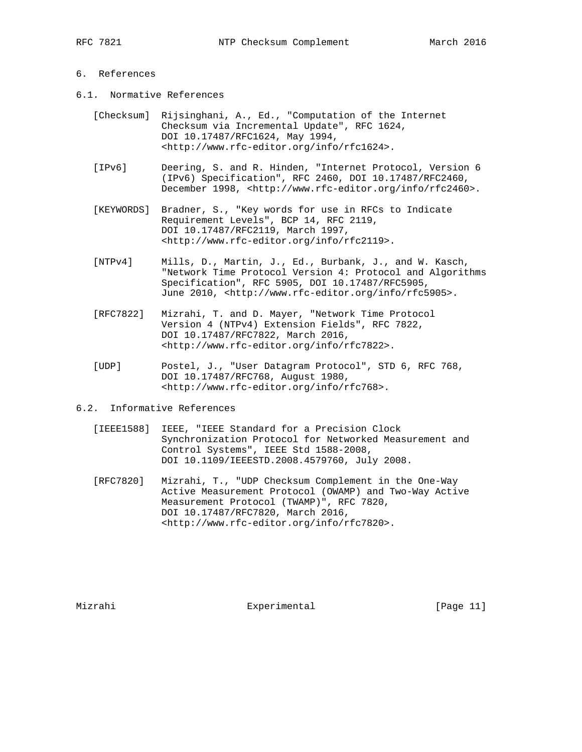# 6. References

## 6.1. Normative References

[Checksum] Rijsinghani, A., Ed., "Computation of the Internet Checksum via Incremental Update", RFC 1624, DOI 10.17487/RFC1624, May 1994, <http://www.rfc-editor.org/info/rfc1624>.

[IPv6] Deering, S. and R. Hinden, "Internet Protocol, Version 6 (IPv6) Specification", RFC 2460, DOI 10.17487/RFC2460, December 1998, <http://www.rfc-editor.org/info/rfc2460>.

[KEYWORDS] Bradner, S., "Key words for use in RFCs to Indicate Requirement Levels", BCP 14, RFC 2119, DOI 10.17487/RFC2119, March 1997, <http://www.rfc-editor.org/info/rfc2119>.

[NTPv4] Mills, D., Martin, J., Ed., Burbank, J., and W. Kasch, "Network Time Protocol Version 4: Protocol and Algorithms Specification", RFC 5905, DOI 10.17487/RFC5905, June 2010, <http://www.rfc-editor.org/info/rfc5905>.

[RFC7822] Mizrahi, T. and D. Mayer, "Network Time Protocol Version 4 (NTPv4) Extension Fields", RFC 7822, DOI 10.17487/RFC7822, March 2016, <http://www.rfc-editor.org/info/rfc7822>.

[UDP] Postel, J., "User Datagram Protocol", STD 6, RFC 768, DOI 10.17487/RFC768, August 1980, <http://www.rfc-editor.org/info/rfc768>.

## 6.2. Informative References

[IEEE1588] IEEE, "IEEE Standard for a Precision Clock Synchronization Protocol for Networked Measurement and Control Systems", IEEE Std 1588-2008, DOI 10.1109/IEEESTD.2008.4579760, July 2008.

[RFC7820] Mizrahi, T., "UDP Checksum Complement in the One-Way Active Measurement Protocol (OWAMP) and Two-Way Active Measurement Protocol (TWAMP)", RFC 7820, DOI 10.17487/RFC7820, March 2016, <http://www.rfc-editor.org/info/rfc7820>.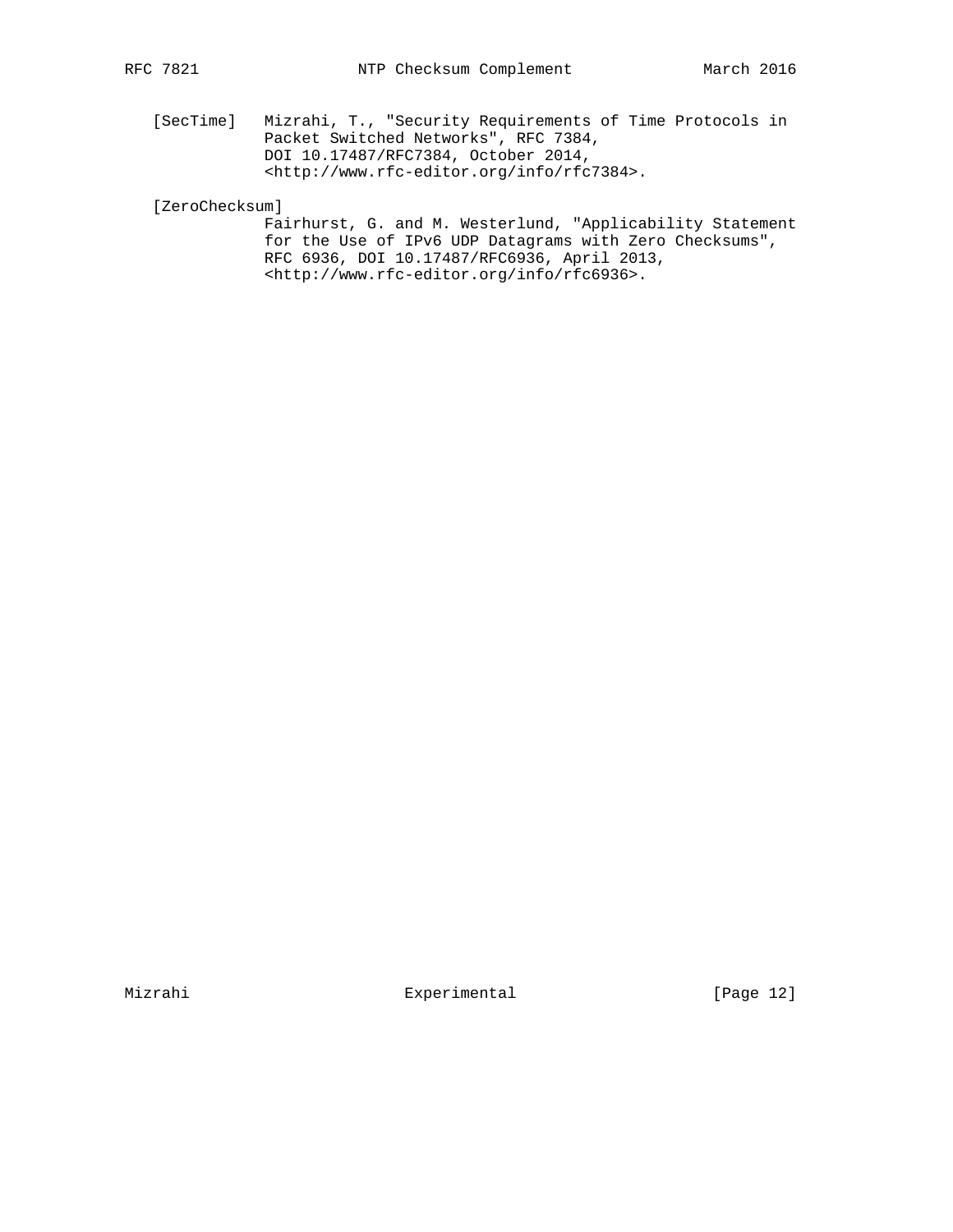[SecTime] Mizrahi, T., "Security Requirements of Time Protocols in Packet Switched Networks", RFC 7384, DOI 10.17487/RFC7384, October 2014, <http://www.rfc-editor.org/info/rfc7384>.

[ZeroChecksum] Fairhurst, G. and M. Westerlund, "Applicability Statement for the Use of IPv6 UDP Datagrams with Zero Checksums", RFC 6936, DOI 10.17487/RFC6936, April 2013, <http://www.rfc-editor.org/info/rfc6936>.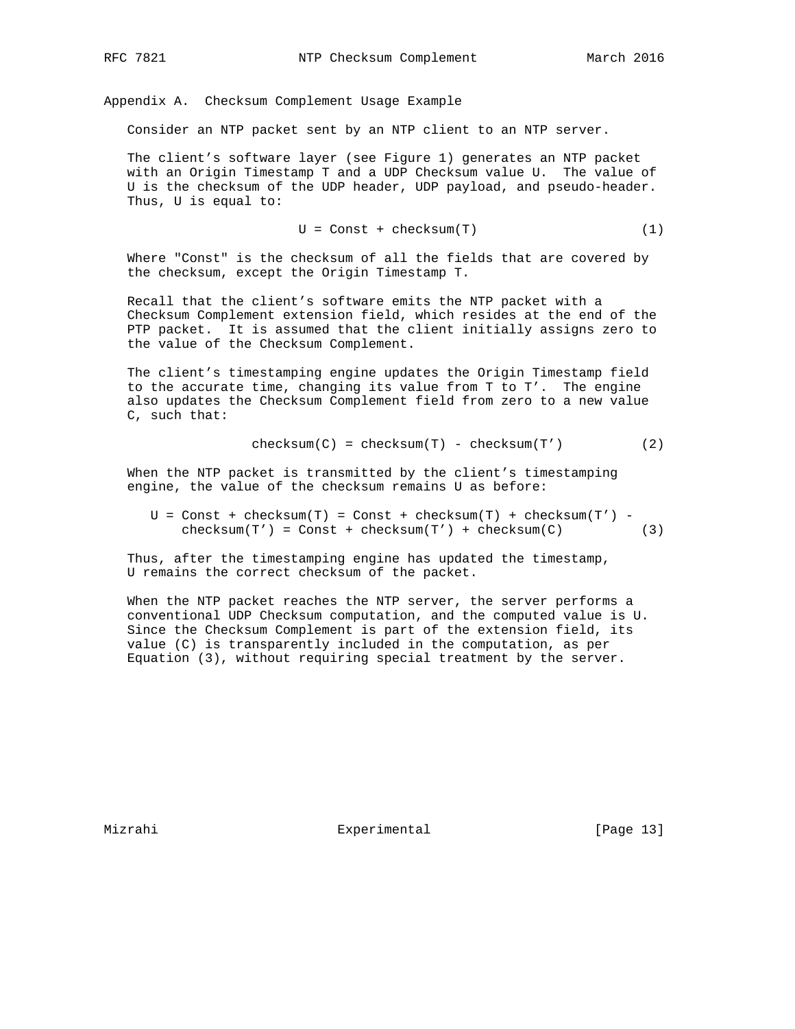## Appendix A. Checksum Complement Usage Example

Consider an NTP packet sent by an NTP client to an NTP server.

The client's software layer (see Figure 1) generates an NTP packet with an Origin Timestamp T and a UDP Checksum value U. The value of U is the checksum of the UDP header, UDP payload, and pseudo-header. Thus, U is equal to:

$$U = Const + checksum(T) \qquad (1)$$

Where "Const" is the checksum of all the fields that are covered by the checksum, except the Origin Timestamp T.

Recall that the client's software emits the NTP packet with a Checksum Complement extension field, which resides at the end of the PTP packet. It is assumed that the client initially assigns zero to the value of the Checksum Complement.

The client's timestamping engine updates the Origin Timestamp field to the accurate time, changing its value from T to T'. The engine also updates the Checksum Complement field from zero to a new value C, such that:

$$checksum(C) = checksum(T) - checksum(T') \qquad (2)$$

When the NTP packet is transmitted by the client's timestamping engine, the value of the checksum remains U as before:

$$U = Const + checksum(T) = Const + checksum(T) + checksum(T') - checksum(T') = Const + checksum(T') + checksum(C) \qquad (3)$$

Thus, after the timestamping engine has updated the timestamp, U remains the correct checksum of the packet.

When the NTP packet reaches the NTP server, the server performs a conventional UDP Checksum computation, and the computed value is U. Since the Checksum Complement is part of the extension field, its value (C) is transparently included in the computation, as per Equation (3), without requiring special treatment by the server.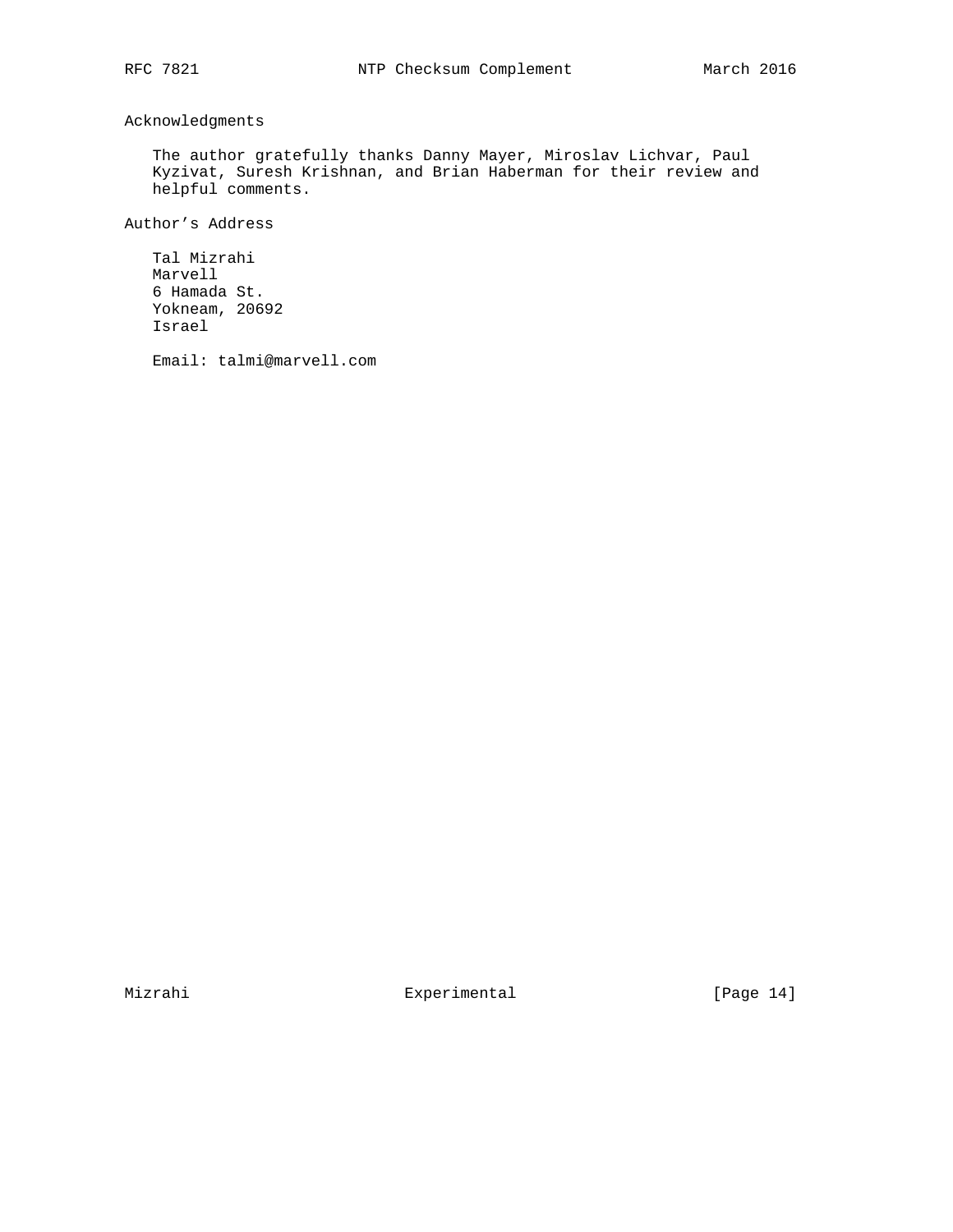## Acknowledgments

The author gratefully thanks Danny Mayer, Miroslav Lichvar, Paul Kyzivat, Suresh Krishnan, and Brian Haberman for their review and helpful comments.

## Author's Address

Tal Mizrahi
Marvell
6 Hamada St.
Yokneam, 20692
Israel

Email: talmi@marvell.com